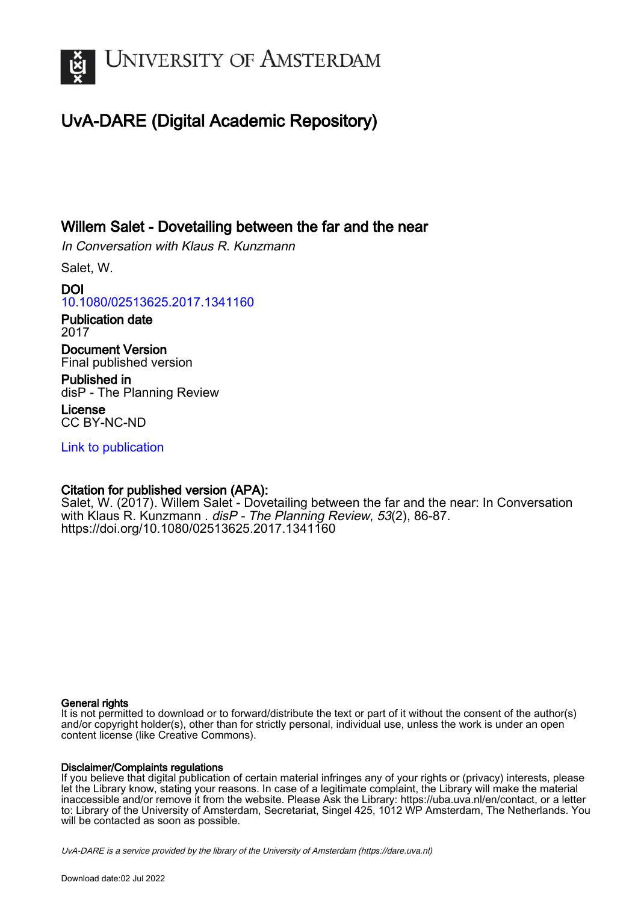# UNIVERSITY OF AMSTERDAM

## UvA-DARE (Digital Academic Repository)

### Willem Salet - Dovetailing between the far and the near

*In Conversation with Klaus R. Kunzmann*

Salet, W.

**DOI**
10.1080/02513625.2017.1341160

**Publication date**
2017

**Document Version**
Final published version

**Published in**
disP - The Planning Review

**License**
CC BY-NC-ND

Link to publication

**Citation for published version (APA):**
Salet, W. (2017). Willem Salet - Dovetailing between the far and the near: In Conversation with Klaus R. Kunzmann . *disP - The Planning Review*, *53*(2), 86-87. https://doi.org/10.1080/02513625.2017.1341160

**General rights**
It is not permitted to download or to forward/distribute the text or part of it without the consent of the author(s) and/or copyright holder(s), other than for strictly personal, individual use, unless the work is under an open content license (like Creative Commons).

**Disclaimer/Complaints regulations**
If you believe that digital publication of certain material infringes any of your rights or (privacy) interests, please let the Library know, stating your reasons. In case of a legitimate complaint, the Library will make the material inaccessible and/or remove it from the website. Please Ask the Library: https://uba.uva.nl/en/contact, or a letter to: Library of the University of Amsterdam, Secretariat, Singel 425, 1012 WP Amsterdam, The Netherlands. You will be contacted as soon as possible.

*UvA-DARE is a service provided by the library of the University of Amsterdam (https://dare.uva.nl)*

Download date:02 Jul 2022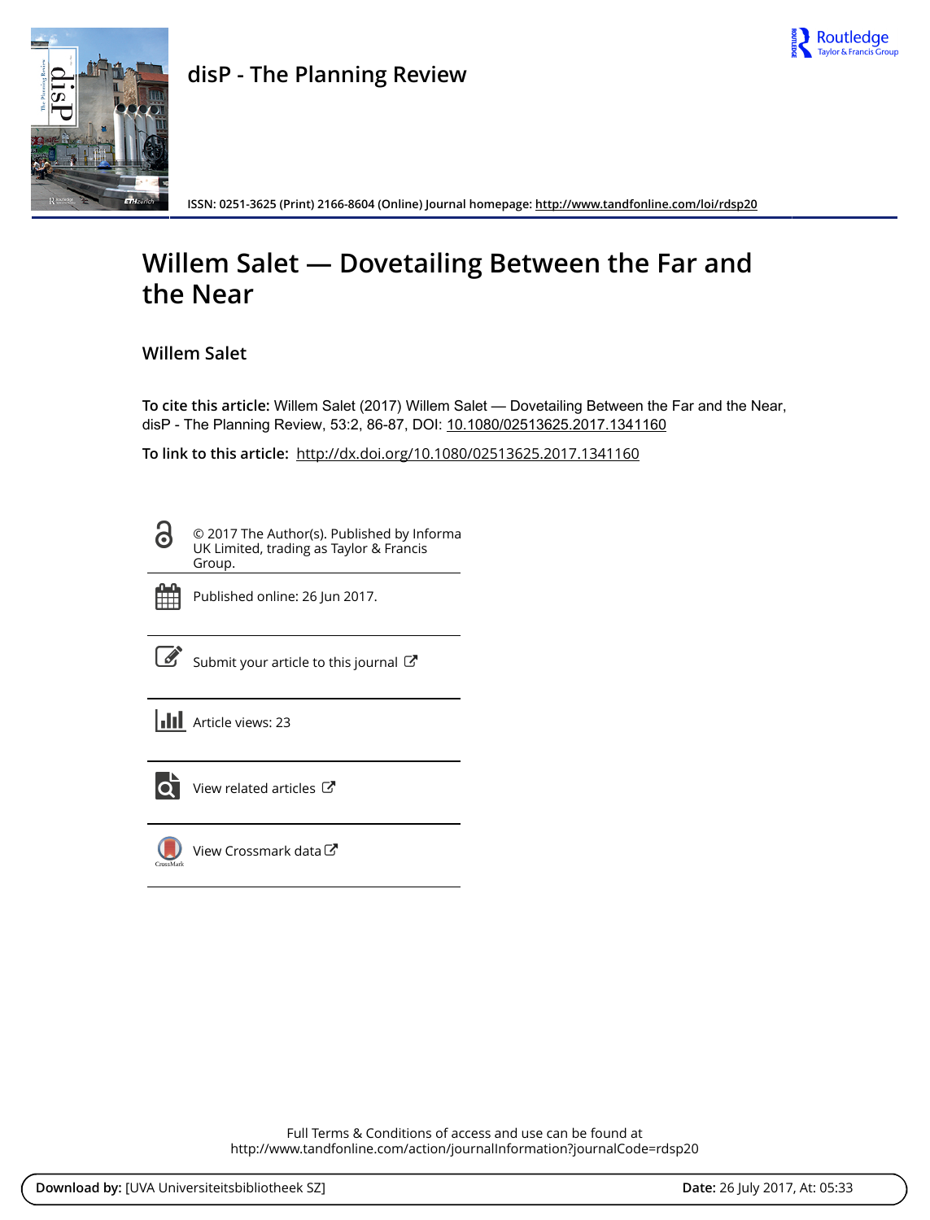disP - The Planning Review

ISSN: 0251-3625 (Print) 2166-8604 (Online) Journal homepage: http://www.tandfonline.com/loi/rdsp20

# Willem Salet — Dovetailing Between the Far and the Near

## Willem Salet

**To cite this article:** Willem Salet (2017) Willem Salet — Dovetailing Between the Far and the Near, disP - The Planning Review, 53:2, 86-87, DOI: 10.1080/02513625.2017.1341160

**To link to this article:** http://dx.doi.org/10.1080/02513625.2017.1341160

© 2017 The Author(s). Published by Informa UK Limited, trading as Taylor & Francis Group.

Published online: 26 Jun 2017.

Submit your article to this journal

Article views: 23

View related articles

View Crossmark data

Full Terms & Conditions of access and use can be found at
http://www.tandfonline.com/action/journalInformation?journalCode=rdsp20

**Download by:** [UVA Universiteitsbibliotheek SZ] **Date:** 26 July 2017, At: 05:33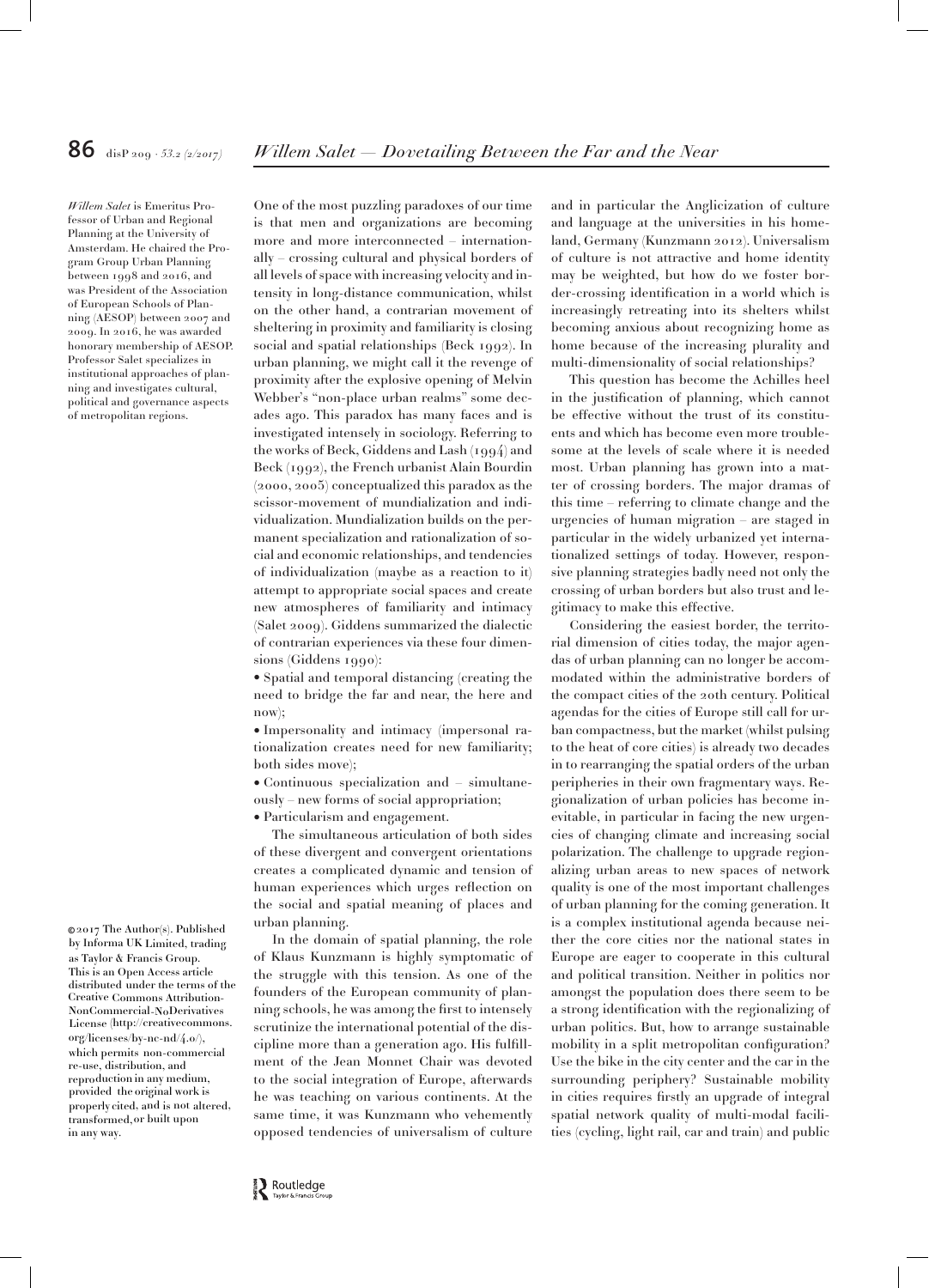*Willem Salet* is Emeritus Professor of Urban and Regional Planning at the University of Amsterdam. He chaired the Program Group Urban Planning between 1998 and 2016, and was President of the Association of European Schools of Planning (AESOP) between 2007 and 2009. In 2016, he was awarded honorary membership of AESOP. Professor Salet specializes in institutional approaches of planning and investigates cultural, political and governance aspects of metropolitan regions.

One of the most puzzling paradoxes of our time is that men and organizations are becoming more and more interconnected – internationally – crossing cultural and physical borders of all levels of space with increasing velocity and intensity in long-distance communication, whilst on the other hand, a contrarian movement of sheltering in proximity and familiarity is closing social and spatial relationships (Beck 1992). In urban planning, we might call it the revenge of proximity after the explosive opening of Melvin Webber's "non-place urban realms" some decades ago. This paradox has many faces and is investigated intensely in sociology. Referring to the works of Beck, Giddens and Lash (1994) and Beck (1992), the French urbanist Alain Bourdin (2000, 2005) conceptualized this paradox as the scissor-movement of mundialization and individualization. Mundialization builds on the permanent specialization and rationalization of social and economic relationships, and tendencies of individualization (maybe as a reaction to it) attempt to appropriate social spaces and create new atmospheres of familiarity and intimacy (Salet 2009). Giddens summarized the dialectic of contrarian experiences via these four dimensions (Giddens 1990):

- Spatial and temporal distancing (creating the need to bridge the far and near, the here and now);
- Impersonality and intimacy (impersonal rationalization creates need for new familiarity; both sides move);
- Continuous specialization and – simultaneously – new forms of social appropriation;
- Particularism and engagement.

The simultaneous articulation of both sides of these divergent and convergent orientations creates a complicated dynamic and tension of human experiences which urges reflection on the social and spatial meaning of places and urban planning.

In the domain of spatial planning, the role of Klaus Kunzmann is highly symptomatic of the struggle with this tension. As one of the founders of the European community of planning schools, he was among the first to intensely scrutinize the international potential of the discipline more than a generation ago. His fulfillment of the Jean Monnet Chair was devoted to the social integration of Europe, afterwards he was teaching on various continents. At the same time, it was Kunzmann who vehemently opposed tendencies of universalism of culture and in particular the Anglicization of culture and language at the universities in his homeland, Germany (Kunzmann 2012). Universalism of culture is not attractive and home identity may be weighted, but how do we foster border-crossing identification in a world which is increasingly retreating into its shelters whilst becoming anxious about recognizing home as home because of the increasing plurality and multi-dimensionality of social relationships?

This question has become the Achilles heel in the justification of planning, which cannot be effective without the trust of its constituents and which has become even more troublesome at the levels of scale where it is needed most. Urban planning has grown into a matter of crossing borders. The major dramas of this time – referring to climate change and the urgencies of human migration – are staged in particular in the widely urbanized yet internationalized settings of today. However, responsive planning strategies badly need not only the crossing of urban borders but also trust and legitimacy to make this effective.

Considering the easiest border, the territorial dimension of cities today, the major agendas of urban planning can no longer be accommodated within the administrative borders of the compact cities of the 20th century. Political agendas for the cities of Europe still call for urban compactness, but the market (whilst pulsing to the heat of core cities) is already two decades in to rearranging the spatial orders of the urban peripheries in their own fragmentary ways. Regionalization of urban policies has become inevitable, in particular in facing the new urgencies of changing climate and increasing social polarization. The challenge to upgrade regionalizing urban areas to new spaces of network quality is one of the most important challenges of urban planning for the coming generation. It is a complex institutional agenda because neither the core cities nor the national states in Europe are eager to cooperate in this cultural and political transition. Neither in politics nor amongst the population does there seem to be a strong identification with the regionalizing of urban politics. But, how to arrange sustainable mobility in a split metropolitan configuration? Use the bike in the city center and the car in the surrounding periphery? Sustainable mobility in cities requires firstly an upgrade of integral spatial network quality of multi-modal facilities (cycling, light rail, car and train) and public

©2017 The Author(s). Published by Informa UK Limited, trading as Taylor & Francis Group. This is an Open Access article distributed under the terms of the Creative Commons Attribution-NonCommercial-NoDerivatives License (http://creativecommons.org/licenses/by-nc-nd/4.0/), which permits non-commercial re-use, distribution, and reproduction in any medium, provided the original work is properly cited, and is not altered, transformed, or built upon in any way.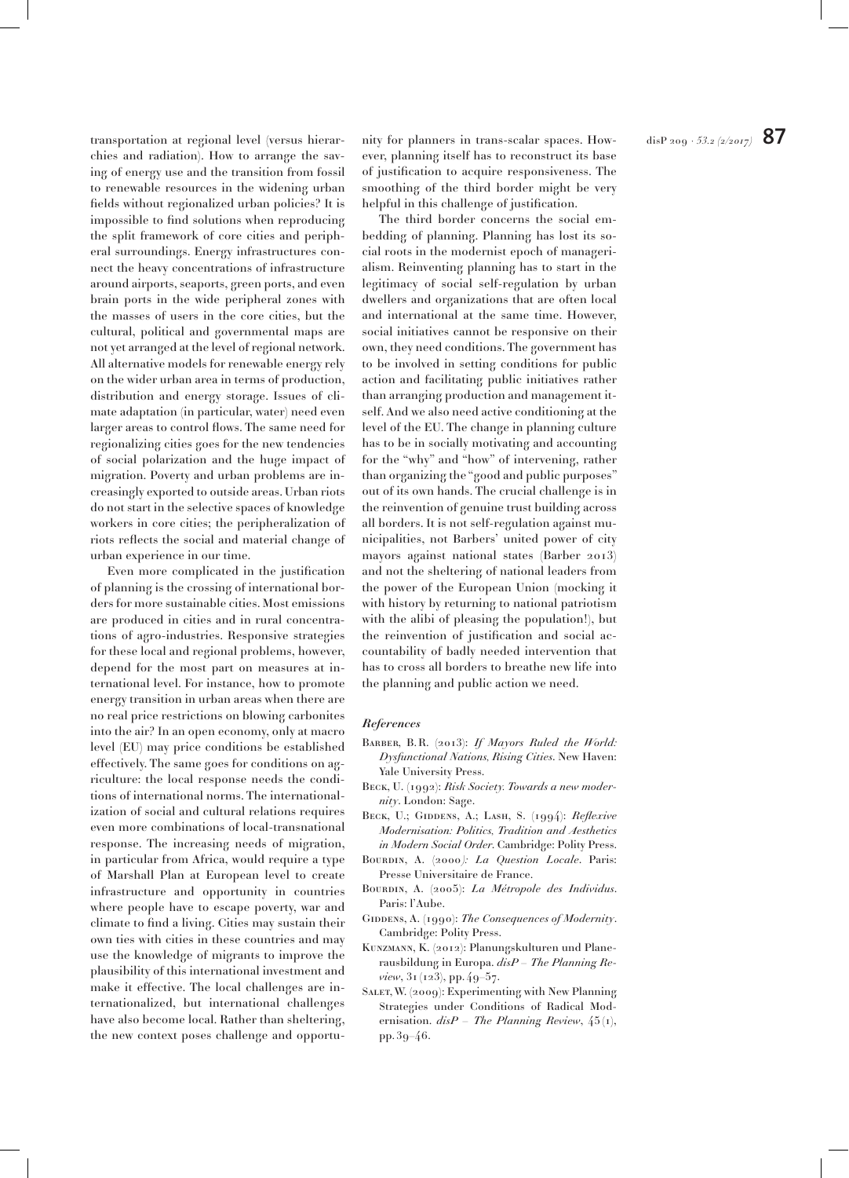transportation at regional level (versus hierarchies and radiation). How to arrange the saving of energy use and the transition from fossil to renewable resources in the widening urban fields without regionalized urban policies? It is impossible to find solutions when reproducing the split framework of core cities and peripheral surroundings. Energy infrastructures connect the heavy concentrations of infrastructure around airports, seaports, green ports, and even brain ports in the wide peripheral zones with the masses of users in the core cities, but the cultural, political and governmental maps are not yet arranged at the level of regional network. All alternative models for renewable energy rely on the wider urban area in terms of production, distribution and energy storage. Issues of climate adaptation (in particular, water) need even larger areas to control flows. The same need for regionalizing cities goes for the new tendencies of social polarization and the huge impact of migration. Poverty and urban problems are increasingly exported to outside areas. Urban riots do not start in the selective spaces of knowledge workers in core cities; the peripheralization of riots reflects the social and material change of urban experience in our time.

Even more complicated in the justification of planning is the crossing of international borders for more sustainable cities. Most emissions are produced in cities and in rural concentrations of agro-industries. Responsive strategies for these local and regional problems, however, depend for the most part on measures at international level. For instance, how to promote energy transition in urban areas when there are no real price restrictions on blowing carbonites into the air? In an open economy, only at macro level (EU) may price conditions be established effectively. The same goes for conditions on agriculture: the local response needs the conditions of international norms. The internationalization of social and cultural relations requires even more combinations of local-transnational response. The increasing needs of migration, in particular from Africa, would require a type of Marshall Plan at European level to create infrastructure and opportunity in countries where people have to escape poverty, war and climate to find a living. Cities may sustain their own ties with cities in these countries and may use the knowledge of migrants to improve the plausibility of this international investment and make it effective. The local challenges are internationalized, but international challenges have also become local. Rather than sheltering, the new context poses challenge and opportunity for planners in trans-scalar spaces. However, planning itself has to reconstruct its base of justification to acquire responsiveness. The smoothing of the third border might be very helpful in this challenge of justification.

The third border concerns the social embedding of planning. Planning has lost its social roots in the modernist epoch of managerialism. Reinventing planning has to start in the legitimacy of social self-regulation by urban dwellers and organizations that are often local and international at the same time. However, social initiatives cannot be responsive on their own, they need conditions. The government has to be involved in setting conditions for public action and facilitating public initiatives rather than arranging production and management itself. And we also need active conditioning at the level of the EU. The change in planning culture has to be in socially motivating and accounting for the "why" and "how" of intervening, rather than organizing the "good and public purposes" out of its own hands. The crucial challenge is in the reinvention of genuine trust building across all borders. It is not self-regulation against municipalities, not Barbers' united power of city mayors against national states (Barber 2013) and not the sheltering of national leaders from the power of the European Union (mocking it with history by returning to national patriotism with the alibi of pleasing the population!), but the reinvention of justification and social accountability of badly needed intervention that has to cross all borders to breathe new life into the planning and public action we need.

### *References*

Barber, B.R. (2013): *If Mayors Ruled the World: Dysfunctional Nations, Rising Cities*. New Haven: Yale University Press.

Beck, U. (1992): *Risk Society. Towards a new modernity*. London: Sage.

Beck, U.; Giddens, A.; Lash, S. (1994): *Reflexive Modernisation: Politics, Tradition and Aesthetics in Modern Social Order*. Cambridge: Polity Press.

Bourdin, A. (2000): *La Question Locale*. Paris: Presse Universitaire de France.

Bourdin, A. (2005): *La Métropole des Individus*. Paris: l'Aube.

Giddens, A. (1990): *The Consequences of Modernity*. Cambridge: Polity Press.

Kunzmann, K. (2012): Planungskulturen und Planerausbildung in Europa. *disP – The Planning Review*, 31(123), pp. 49–57.

Salet, W. (2009): Experimenting with New Planning Strategies under Conditions of Radical Modernisation. *disP – The Planning Review*, 45(1), pp. 39–46.